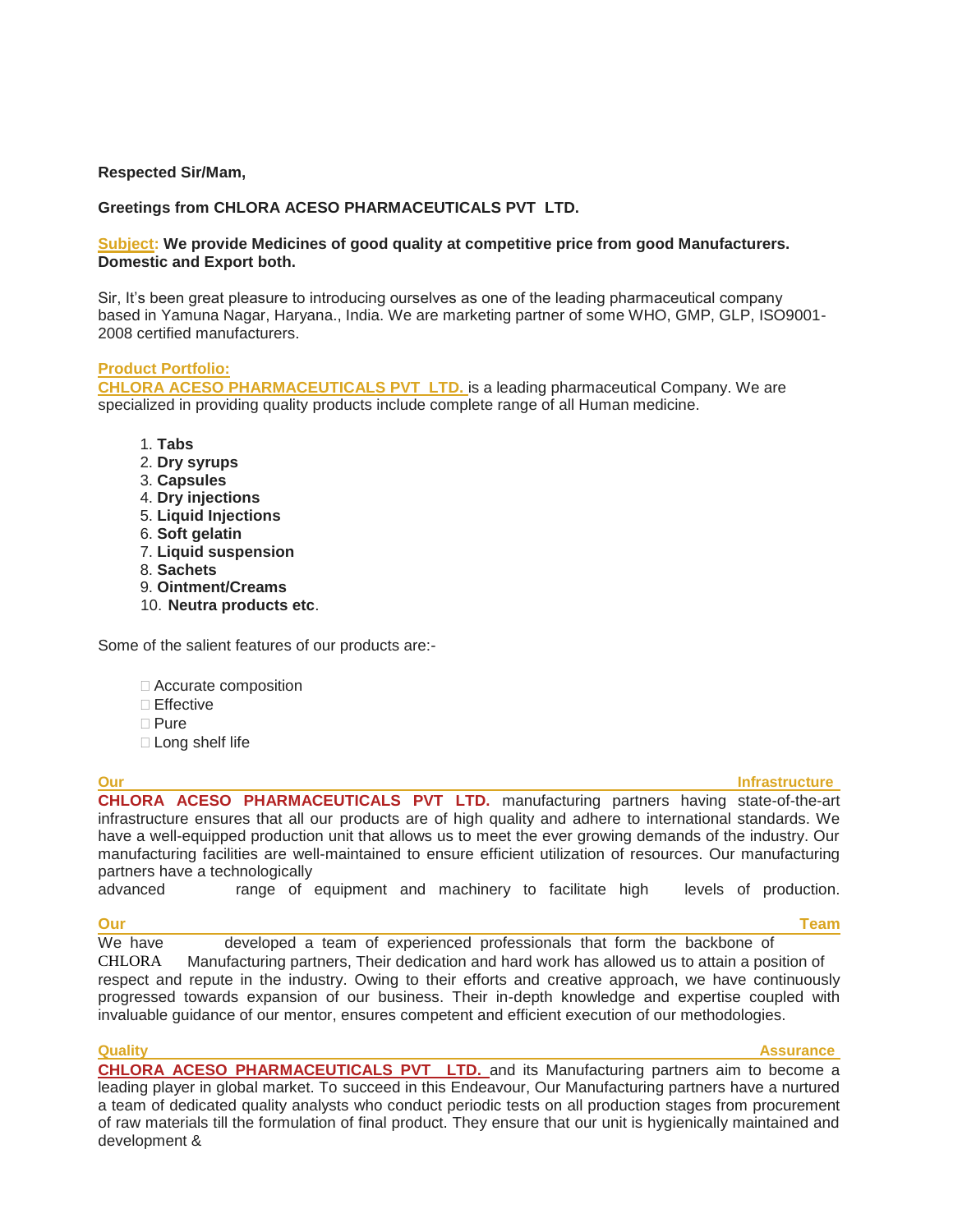**Respected Sir/Mam,**

**Greetings from CHLORA ACESO PHARMACEUTICALS PVT LTD.**

**Subject: We provide Medicines of good quality at competitive price from good Manufacturers. Domestic and Export both.**

Sir, It's been great pleasure to introducing ourselves as one of the leading pharmaceutical company based in Yamuna Nagar, Haryana., India. We are marketing partner of some WHO, GMP, GLP, ISO9001-2008 certified manufacturers.

**Product Portfolio:**

**CHLORA ACESO PHARMACEUTICALS PVT LTD.** is a leading pharmaceutical Company. We are specialized in providing quality products include complete range of all Human medicine.

1. **Tabs**
2. **Dry syrups**
3. **Capsules**
4. **Dry injections**
5. **Liquid Injections**
6. **Soft gelatin**
7. **Liquid suspension**
8. **Sachets**
9. **Ointment/Creams**
10. **Neutra products etc**.

Some of the salient features of our products are:-

- Accurate composition
- Effective
- Pure
- Long shelf life

## Our Infrastructure

**CHLORA ACESO PHARMACEUTICALS PVT LTD.** manufacturing partners having state-of-the-art infrastructure ensures that all our products are of high quality and adhere to international standards. We have a well-equipped production unit that allows us to meet the ever growing demands of the industry. Our manufacturing facilities are well-maintained to ensure efficient utilization of resources. Our manufacturing partners have a technologically advanced range of equipment and machinery to facilitate high levels of production.

## Our Team

We have developed a team of experienced professionals that form the backbone of CHLORA Manufacturing partners, Their dedication and hard work has allowed us to attain a position of respect and repute in the industry. Owing to their efforts and creative approach, we have continuously progressed towards expansion of our business. Their in-depth knowledge and expertise coupled with invaluable guidance of our mentor, ensures competent and efficient execution of our methodologies.

## Quality Assurance

**CHLORA ACESO PHARMACEUTICALS PVT LTD.** and its Manufacturing partners aim to become a leading player in global market. To succeed in this Endeavour, Our Manufacturing partners have a nurtured a team of dedicated quality analysts who conduct periodic tests on all production stages from procurement of raw materials till the formulation of final product. They ensure that our unit is hygienically maintained and development &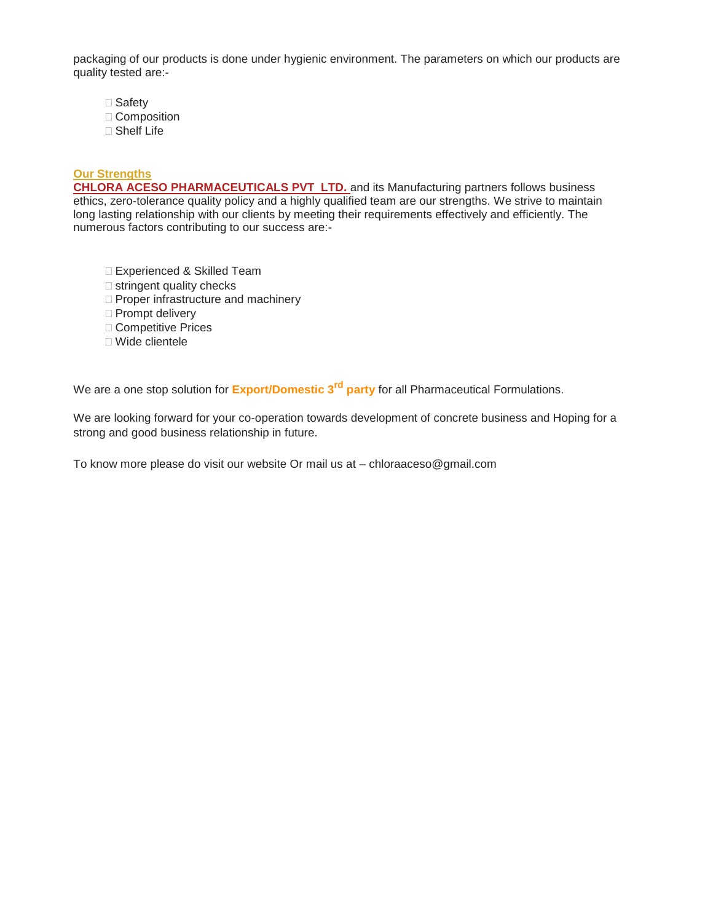packaging of our products is done under hygienic environment. The parameters on which our products are quality tested are:-

- Safety
- Composition
- Shelf Life

## Our Strengths

**CHLORA ACESO PHARMACEUTICALS PVT LTD.** and its Manufacturing partners follows business ethics, zero-tolerance quality policy and a highly qualified team are our strengths. We strive to maintain long lasting relationship with our clients by meeting their requirements effectively and efficiently. The numerous factors contributing to our success are:-

- Experienced & Skilled Team
- stringent quality checks
- Proper infrastructure and machinery
- Prompt delivery
- Competitive Prices
- Wide clientele

We are a one stop solution for **Export/Domestic 3rd party** for all Pharmaceutical Formulations.

We are looking forward for your co-operation towards development of concrete business and Hoping for a strong and good business relationship in future.

To know more please do visit our website Or mail us at – chloraaceso@gmail.com